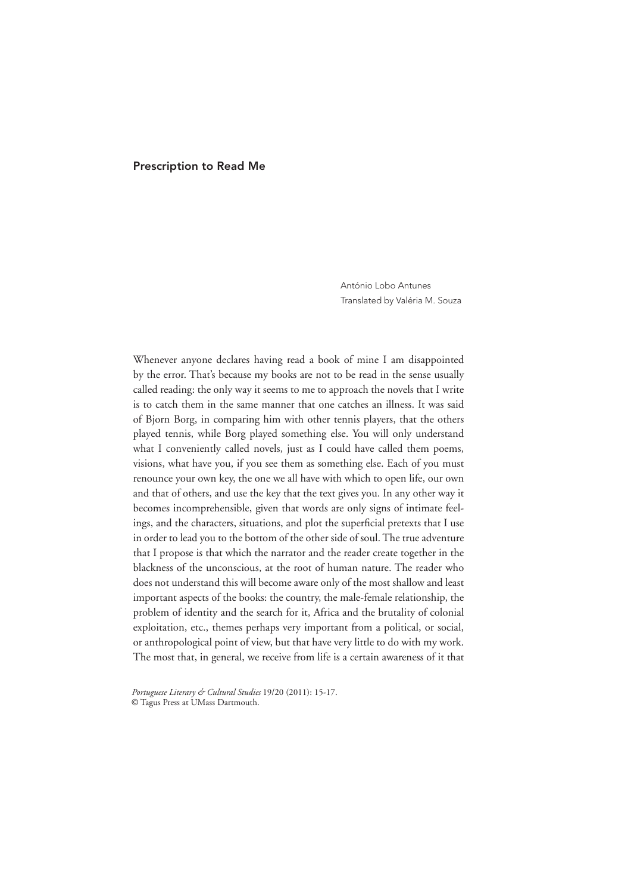## Prescription to Read Me

António Lobo Antunes
Translated by Valéria M. Souza

Whenever anyone declares having read a book of mine I am disappointed by the error. That's because my books are not to be read in the sense usually called reading: the only way it seems to me to approach the novels that I write is to catch them in the same manner that one catches an illness. It was said of Bjorn Borg, in comparing him with other tennis players, that the others played tennis, while Borg played something else. You will only understand what I conveniently called novels, just as I could have called them poems, visions, what have you, if you see them as something else. Each of you must renounce your own key, the one we all have with which to open life, our own and that of others, and use the key that the text gives you. In any other way it becomes incomprehensible, given that words are only signs of intimate feelings, and the characters, situations, and plot the superficial pretexts that I use in order to lead you to the bottom of the other side of soul. The true adventure that I propose is that which the narrator and the reader create together in the blackness of the unconscious, at the root of human nature. The reader who does not understand this will become aware only of the most shallow and least important aspects of the books: the country, the male-female relationship, the problem of identity and the search for it, Africa and the brutality of colonial exploitation, etc., themes perhaps very important from a political, or social, or anthropological point of view, but that have very little to do with my work. The most that, in general, we receive from life is a certain awareness of it that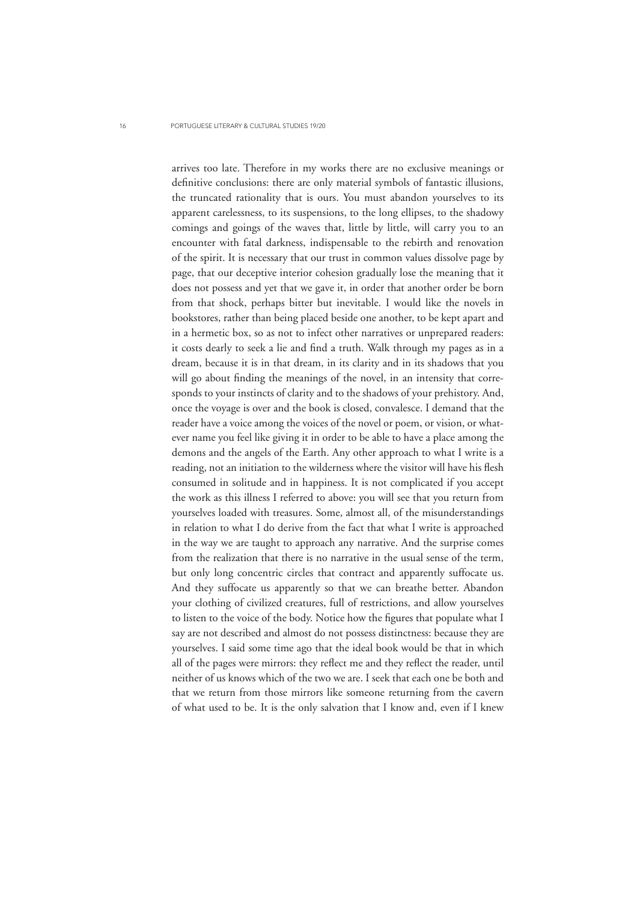arrives too late. Therefore in my works there are no exclusive meanings or definitive conclusions: there are only material symbols of fantastic illusions, the truncated rationality that is ours. You must abandon yourselves to its apparent carelessness, to its suspensions, to the long ellipses, to the shadowy comings and goings of the waves that, little by little, will carry you to an encounter with fatal darkness, indispensable to the rebirth and renovation of the spirit. It is necessary that our trust in common values dissolve page by page, that our deceptive interior cohesion gradually lose the meaning that it does not possess and yet that we gave it, in order that another order be born from that shock, perhaps bitter but inevitable. I would like the novels in bookstores, rather than being placed beside one another, to be kept apart and in a hermetic box, so as not to infect other narratives or unprepared readers: it costs dearly to seek a lie and find a truth. Walk through my pages as in a dream, because it is in that dream, in its clarity and in its shadows that you will go about finding the meanings of the novel, in an intensity that corresponds to your instincts of clarity and to the shadows of your prehistory. And, once the voyage is over and the book is closed, convalesce. I demand that the reader have a voice among the voices of the novel or poem, or vision, or whatever name you feel like giving it in order to be able to have a place among the demons and the angels of the Earth. Any other approach to what I write is a reading, not an initiation to the wilderness where the visitor will have his flesh consumed in solitude and in happiness. It is not complicated if you accept the work as this illness I referred to above: you will see that you return from yourselves loaded with treasures. Some, almost all, of the misunderstandings in relation to what I do derive from the fact that what I write is approached in the way we are taught to approach any narrative. And the surprise comes from the realization that there is no narrative in the usual sense of the term, but only long concentric circles that contract and apparently suffocate us. And they suffocate us apparently so that we can breathe better. Abandon your clothing of civilized creatures, full of restrictions, and allow yourselves to listen to the voice of the body. Notice how the figures that populate what I say are not described and almost do not possess distinctness: because they are yourselves. I said some time ago that the ideal book would be that in which all of the pages were mirrors: they reflect me and they reflect the reader, until neither of us knows which of the two we are. I seek that each one be both and that we return from those mirrors like someone returning from the cavern of what used to be. It is the only salvation that I know and, even if I knew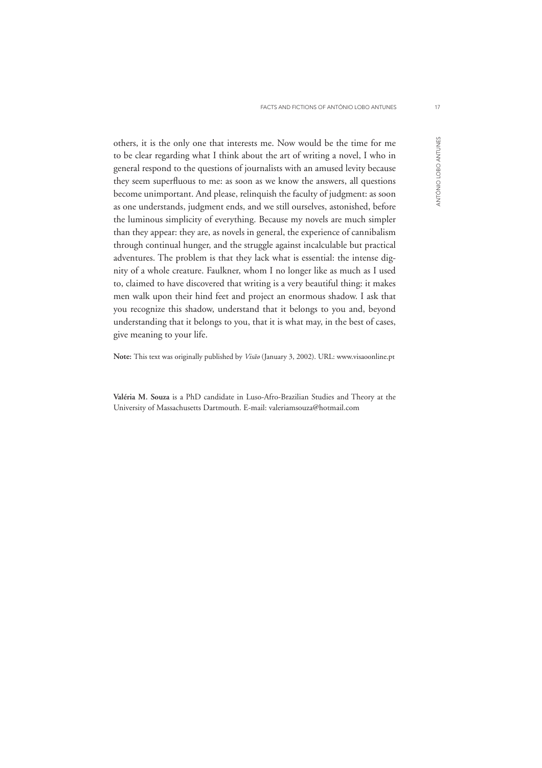others, it is the only one that interests me. Now would be the time for me to be clear regarding what I think about the art of writing a novel, I who in general respond to the questions of journalists with an amused levity because they seem superfluous to me: as soon as we know the answers, all questions become unimportant. And please, relinquish the faculty of judgment: as soon as one understands, judgment ends, and we still ourselves, astonished, before the luminous simplicity of everything. Because my novels are much simpler than they appear: they are, as novels in general, the experience of cannibalism through continual hunger, and the struggle against incalculable but practical adventures. The problem is that they lack what is essential: the intense dignity of a whole creature. Faulkner, whom I no longer like as much as I used to, claimed to have discovered that writing is a very beautiful thing: it makes men walk upon their hind feet and project an enormous shadow. I ask that you recognize this shadow, understand that it belongs to you and, beyond understanding that it belongs to you, that it is what may, in the best of cases, give meaning to your life.

**Note:** This text was originally published by *Visão* (January 3, 2002). URL: www.visaoonline.pt

**Valéria M. Souza** is a PhD candidate in Luso-Afro-Brazilian Studies and Theory at the University of Massachusetts Dartmouth. E-mail: valeriamsouza@hotmail.com